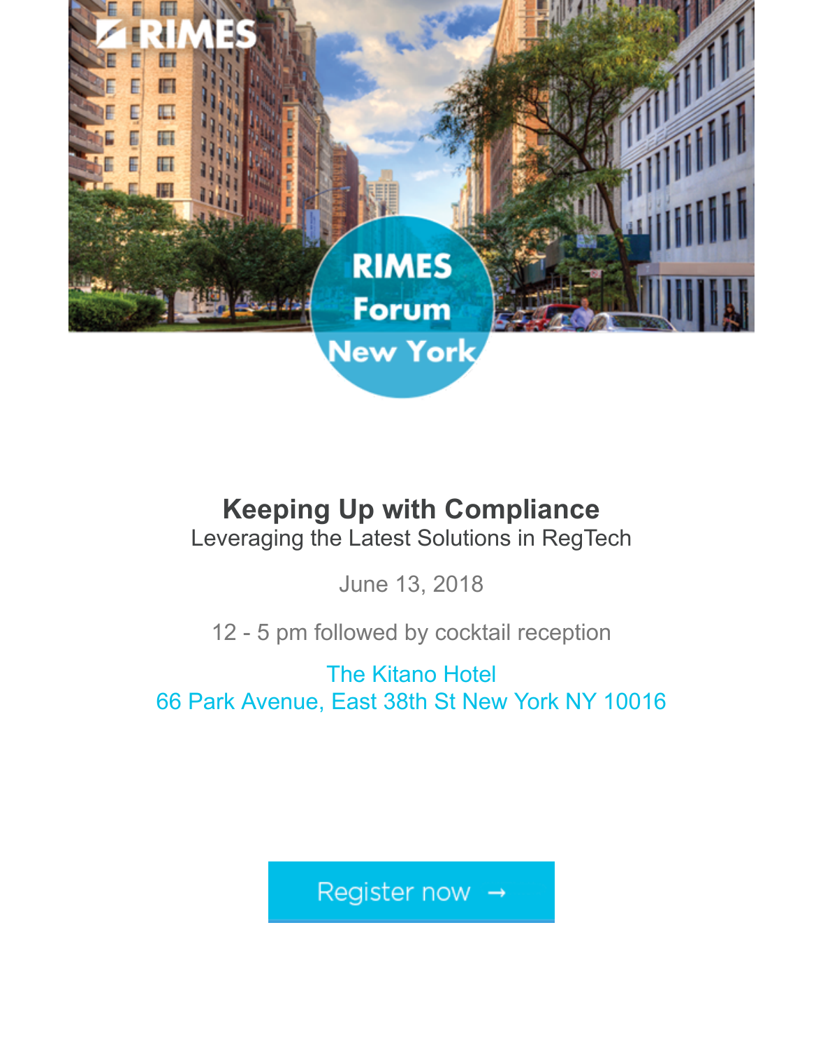RIMES

RIMES Forum New York

# Keeping Up with Compliance

Leveraging the Latest Solutions in RegTech

June 13, 2018

12 - 5 pm followed by cocktail reception

The Kitano Hotel
66 Park Avenue, East 38th St New York NY 10016

Register now →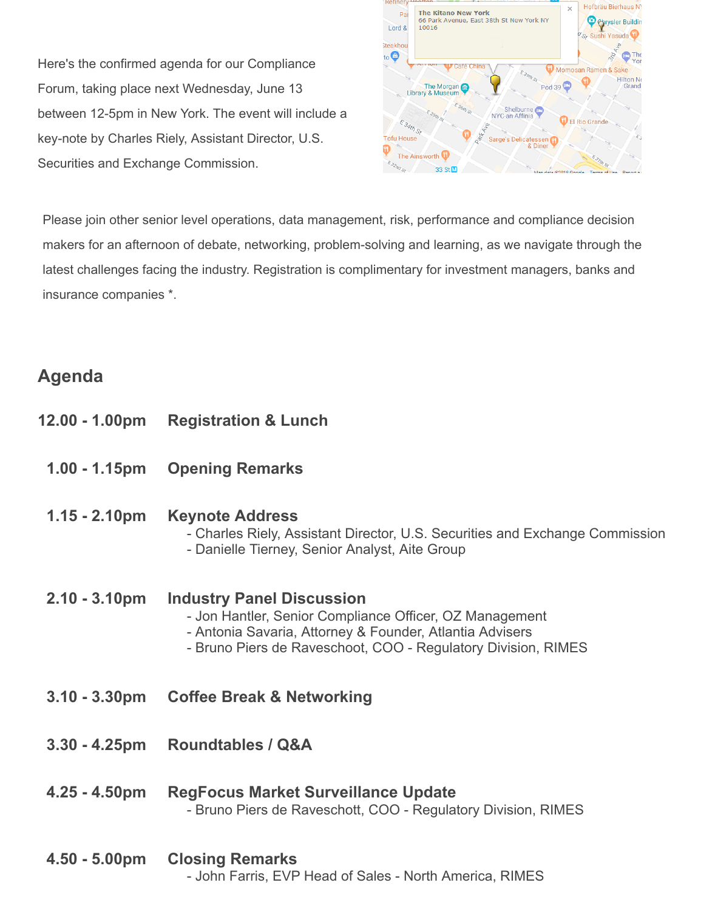Here's the confirmed agenda for our Compliance Forum, taking place next Wednesday, June 13 between 12-5pm in New York. The event will include a key-note by Charles Riely, Assistant Director, U.S. Securities and Exchange Commission.

Please join other senior level operations, data management, risk, performance and compliance decision makers for an afternoon of debate, networking, problem-solving and learning, as we navigate through the latest challenges facing the industry. Registration is complimentary for investment managers, banks and insurance companies *.

## Agenda

**12.00 - 1.00pm** **Registration & Lunch**

**1.00 - 1.15pm** **Opening Remarks**

**1.15 - 2.10pm** **Keynote Address**
- Charles Riely, Assistant Director, U.S. Securities and Exchange Commission
- Danielle Tierney, Senior Analyst, Aite Group

**2.10 - 3.10pm** **Industry Panel Discussion**
- Jon Hantler, Senior Compliance Officer, OZ Management
- Antonia Savaria, Attorney & Founder, Atlantia Advisers
- Bruno Piers de Raveschoot, COO - Regulatory Division, RIMES

**3.10 - 3.30pm** **Coffee Break & Networking**

**3.30 - 4.25pm** **Roundtables / Q&A**

**4.25 - 4.50pm** **RegFocus Market Surveillance Update**
- Bruno Piers de Raveschott, COO - Regulatory Division, RIMES

**4.50 - 5.00pm** **Closing Remarks**
- John Farris, EVP Head of Sales - North America, RIMES